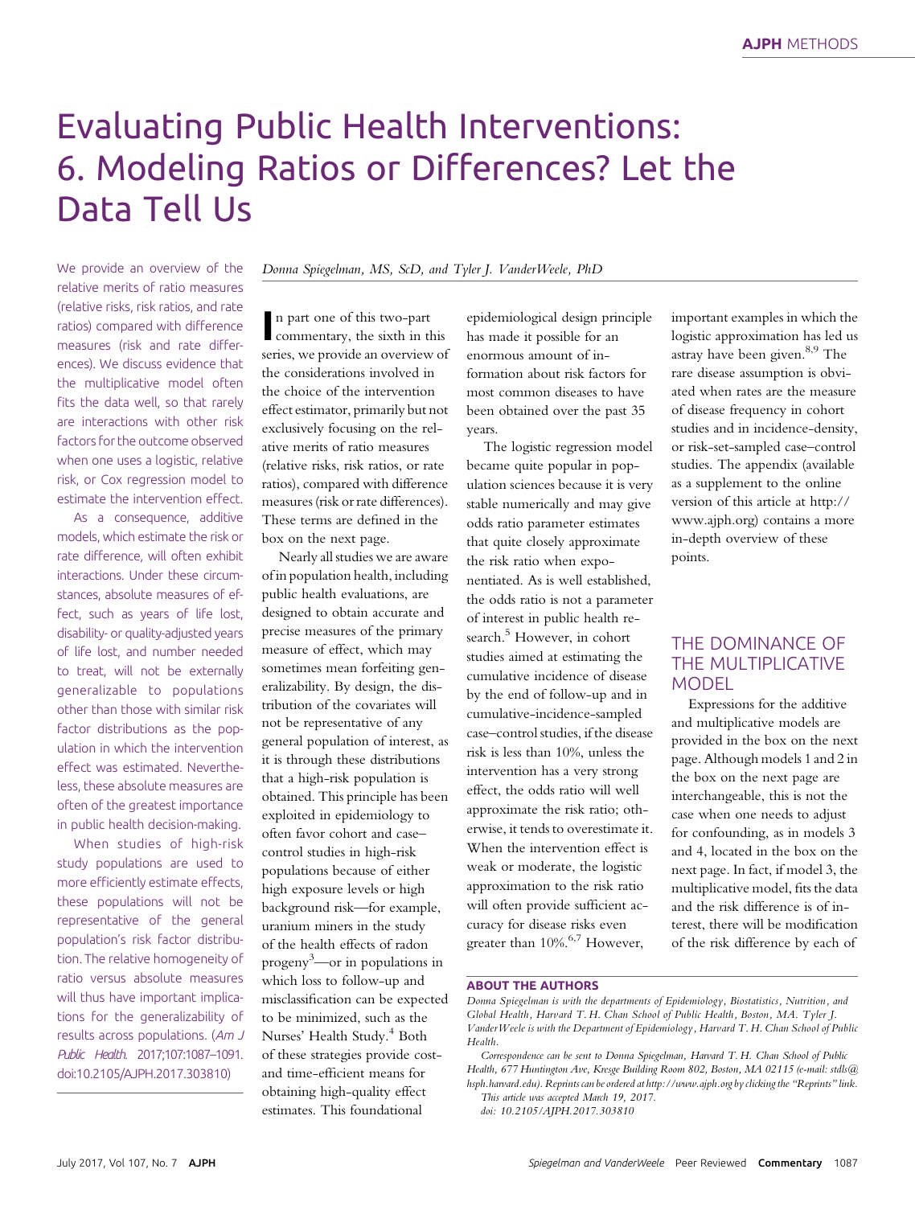# Evaluating Public Health Interventions: 6. Modeling Ratios or Differences? Let the Data Tell Us

We provide an overview of the relative merits of ratio measures (relative risks, risk ratios, and rate ratios) compared with difference measures (risk and rate differences). We discuss evidence that the multiplicative model often fits the data well, so that rarely are interactions with other risk factors for the outcome observed when one uses a logistic, relative risk, or Cox regression model to estimate the intervention effect.

As a consequence, additive models, which estimate the risk or rate difference, will often exhibit interactions. Under these circumstances, absolute measures of effect, such as years of life lost, disability- or quality-adjusted years of life lost, and number needed to treat, will not be externally generalizable to populations other than those with similar risk factor distributions as the population in which the intervention effect was estimated. Nevertheless, these absolute measures are often of the greatest importance in public health decision-making.

When studies of high-risk study populations are used to more efficiently estimate effects, these populations will not be representative of the general population's risk factor distribution. The relative homogeneity of ratio versus absolute measures will thus have important implications for the generalizability of results across populations. (*Am J Public Health.* 2017;107:1087–1091. doi:10.2105/AJPH.2017.303810)

*Donna Spiegelman, MS, ScD, and Tyler J. VanderWeele, PhD*

In part one of this two-part commentary, the sixth in this series, we provide an overview of the considerations involved in the choice of the intervention effect estimator, primarily but not exclusively focusing on the relative merits of ratio measures (relative risks, risk ratios, or rate ratios), compared with difference measures (risk or rate differences). These terms are defined in the box on the next page.

Nearly all studies we are aware of in population health, including public health evaluations, are designed to obtain accurate and precise measures of the primary measure of effect, which may sometimes mean forfeiting generalizability. By design, the distribution of the covariates will not be representative of any general population of interest, as it is through these distributions that a high-risk population is obtained. This principle has been exploited in epidemiology to often favor cohort and case–control studies in high-risk populations because of either high exposure levels or high background risk—for example, uranium miners in the study of the health effects of radon progeny[3]—or in populations in which loss to follow-up and misclassification can be expected to be minimized, such as the Nurses' Health Study.[4] Both of these strategies provide cost- and time-efficient means for obtaining high-quality effect estimates. This foundational epidemiological design principle has made it possible for an enormous amount of information about risk factors for most common diseases to have been obtained over the past 35 years.

The logistic regression model became quite popular in population sciences because it is very stable numerically and may give odds ratio parameter estimates that quite closely approximate the risk ratio when exponentiated. As is well established, the odds ratio is not a parameter of interest in public health research.[5] However, in cohort studies aimed at estimating the cumulative incidence of disease by the end of follow-up and in cumulative-incidence-sampled case–control studies, if the disease risk is less than 10%, unless the intervention has a very strong effect, the odds ratio will well approximate the risk ratio; otherwise, it tends to overestimate it. When the intervention effect is weak or moderate, the logistic approximation to the risk ratio will often provide sufficient accuracy for disease risks even greater than 10%.[6,7] However, important examples in which the logistic approximation has led us astray have been given.[8,9] The rare disease assumption is obviated when rates are the measure of disease frequency in cohort studies and in incidence-density, or risk-set-sampled case–control studies. The appendix (available as a supplement to the online version of this article at http://www.ajph.org) contains a more in-depth overview of these points.

## THE DOMINANCE OF THE MULTIPLICATIVE MODEL

Expressions for the additive and multiplicative models are provided in the box on the next page. Although models 1 and 2 in the box on the next page are interchangeable, this is not the case when one needs to adjust for confounding, as in models 3 and 4, located in the box on the next page. In fact, if model 3, the multiplicative model, fits the data and the risk difference is of interest, there will be modification of the risk difference by each of

**ABOUT THE AUTHORS**

*Donna Spiegelman is with the departments of Epidemiology, Biostatistics, Nutrition, and Global Health, Harvard T. H. Chan School of Public Health, Boston, MA. Tyler J. VanderWeele is with the Department of Epidemiology, Harvard T. H. Chan School of Public Health.*

*Correspondence can be sent to Donna Spiegelman, Harvard T. H. Chan School of Public Health, 677 Huntington Ave, Kresge Building Room 802, Boston, MA 02115 (e-mail: stdls@hsph.harvard.edu). Reprints can be ordered at http://www.ajph.org by clicking the "Reprints" link.*

*This article was accepted March 19, 2017.*

*doi: 10.2105/AJPH.2017.303810*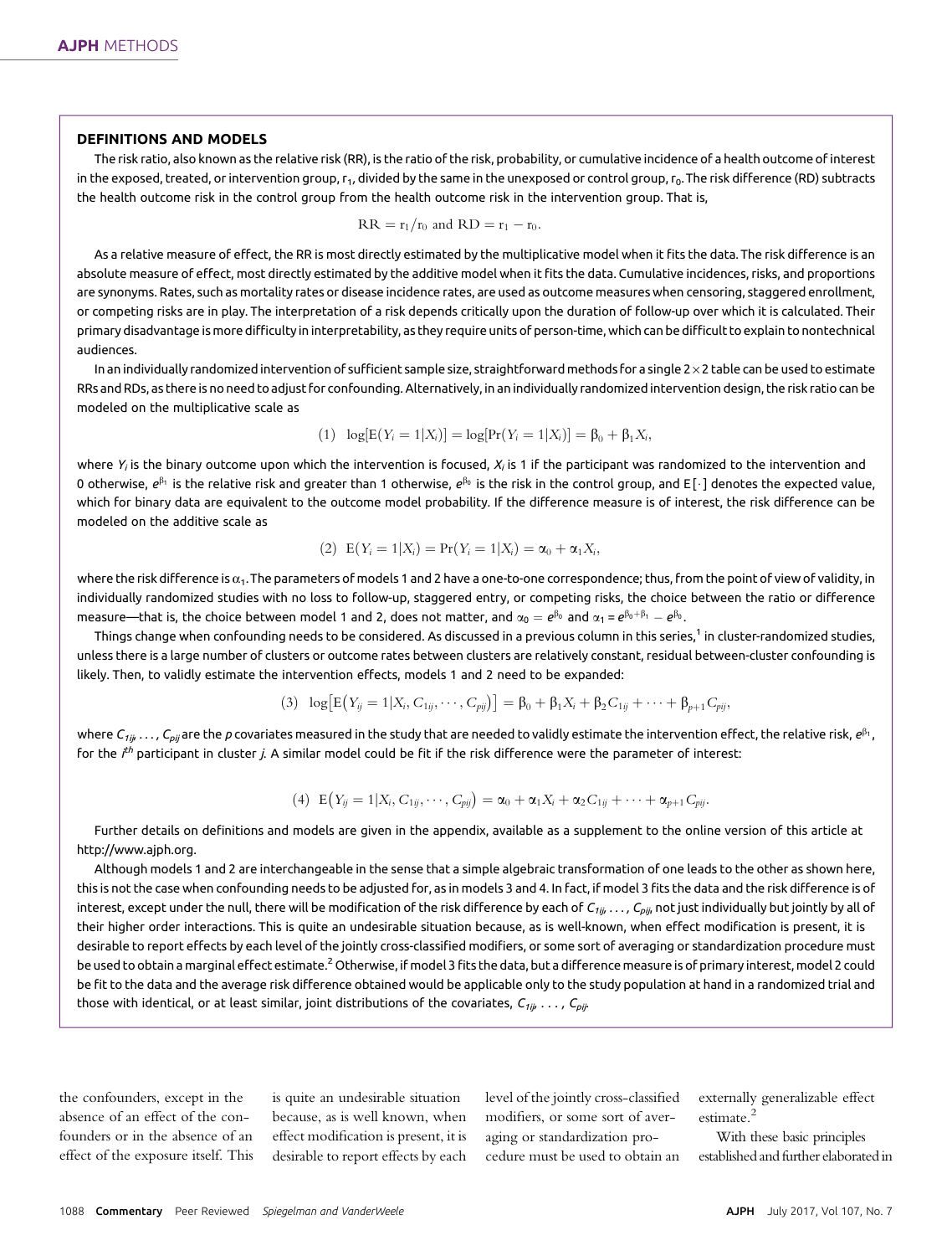## DEFINITIONS AND MODELS

The risk ratio, also known as the relative risk (RR), is the ratio of the risk, probability, or cumulative incidence of a health outcome of interest in the exposed, treated, or intervention group, $r_1$, divided by the same in the unexposed or control group, $r_0$. The risk difference (RD) subtracts the health outcome risk in the control group from the health outcome risk in the intervention group. That is,

$$\mathrm{RR} = \mathrm{r}_1/\mathrm{r}_0 \text{ and } \mathrm{RD} = \mathrm{r}_1 - \mathrm{r}_0.$$

As a relative measure of effect, the RR is most directly estimated by the multiplicative model when it fits the data. The risk difference is an absolute measure of effect, most directly estimated by the additive model when it fits the data. Cumulative incidences, risks, and proportions are synonyms. Rates, such as mortality rates or disease incidence rates, are used as outcome measures when censoring, staggered enrollment, or competing risks are in play. The interpretation of a risk depends critically upon the duration of follow-up over which it is calculated. Their primary disadvantage is more difficulty in interpretability, as they require units of person-time, which can be difficult to explain to nontechnical audiences.

In an individually randomized intervention of sufficient sample size, straightforward methods for a single $2 \times 2$ table can be used to estimate RRs and RDs, as there is no need to adjust for confounding. Alternatively, in an individually randomized intervention design, the risk ratio can be modeled on the multiplicative scale as

$$(1) \quad \log[\mathrm{E}(Y_i = 1|X_i)] = \log[\Pr(Y_i = 1|X_i)] = \beta_0 + \beta_1 X_i,$$

where $Y_i$ is the binary outcome upon which the intervention is focused, $X_i$ is 1 if the participant was randomized to the intervention and 0 otherwise, $e^{\beta_1}$ is the relative risk and greater than 1 otherwise, $e^{\beta_0}$ is the risk in the control group, and $\mathrm{E}[\cdot]$ denotes the expected value, which for binary data are equivalent to the outcome model probability. If the difference measure is of interest, the risk difference can be modeled on the additive scale as

$$(2) \quad \mathrm{E}(Y_i = 1|X_i) = \Pr(Y_i = 1|X_i) = \alpha_0 + \alpha_1 X_i,$$

where the risk difference is $\alpha_1$. The parameters of models 1 and 2 have a one-to-one correspondence; thus, from the point of view of validity, in individually randomized studies with no loss to follow-up, staggered entry, or competing risks, the choice between the ratio or difference measure—that is, the choice between model 1 and 2, does not matter, and $\alpha_0 = e^{\beta_0}$ and $\alpha_1 = e^{\beta_0+\beta_1} - e^{\beta_0}$.

Things change when confounding needs to be considered. As discussed in a previous column in this series,[1] in cluster-randomized studies, unless there is a large number of clusters or outcome rates between clusters are relatively constant, residual between-cluster confounding is likely. Then, to validly estimate the intervention effects, models 1 and 2 need to be expanded:

$$(3) \quad \log\left[\mathrm{E}\left(Y_{ij} = 1|X_i, C_{1ij}, \cdots, C_{pij}\right)\right] = \beta_0 + \beta_1 X_i + \beta_2 C_{1ij} + \cdots + \beta_{p+1} C_{pij},$$

where $C_{1ij}, \ldots, C_{pij}$ are the $p$ covariates measured in the study that are needed to validly estimate the intervention effect, the relative risk, $e^{\beta_1}$, for the $i^{th}$ participant in cluster $j$. A similar model could be fit if the risk difference were the parameter of interest:

$$(4) \quad \mathrm{E}\left(Y_{ij} = 1|X_i, C_{1ij}, \cdots, C_{pij}\right) = \alpha_0 + \alpha_1 X_i + \alpha_2 C_{1ij} + \cdots + \alpha_{p+1} C_{pij}.$$

Further details on definitions and models are given in the appendix, available as a supplement to the online version of this article at http://www.ajph.org.

Although models 1 and 2 are interchangeable in the sense that a simple algebraic transformation of one leads to the other as shown here, this is not the case when confounding needs to be adjusted for, as in models 3 and 4. In fact, if model 3 fits the data and the risk difference is of interest, except under the null, there will be modification of the risk difference by each of $C_{1ij}, \ldots, C_{pij}$, not just individually but jointly by all of their higher order interactions. This is quite an undesirable situation because, as is well-known, when effect modification is present, it is desirable to report effects by each level of the jointly cross-classified modifiers, or some sort of averaging or standardization procedure must be used to obtain a marginal effect estimate.[2] Otherwise, if model 3 fits the data, but a difference measure is of primary interest, model 2 could be fit to the data and the average risk difference obtained would be applicable only to the study population at hand in a randomized trial and those with identical, or at least similar, joint distributions of the covariates, $C_{1ij}, \ldots, C_{pij}$.

---

the confounders, except in the absence of an effect of the confounders or in the absence of an effect of the exposure itself. This is quite an undesirable situation because, as is well known, when effect modification is present, it is desirable to report effects by each level of the jointly cross-classified modifiers, or some sort of averaging or standardization procedure must be used to obtain an externally generalizable effect estimate.[2]

With these basic principles established and further elaborated in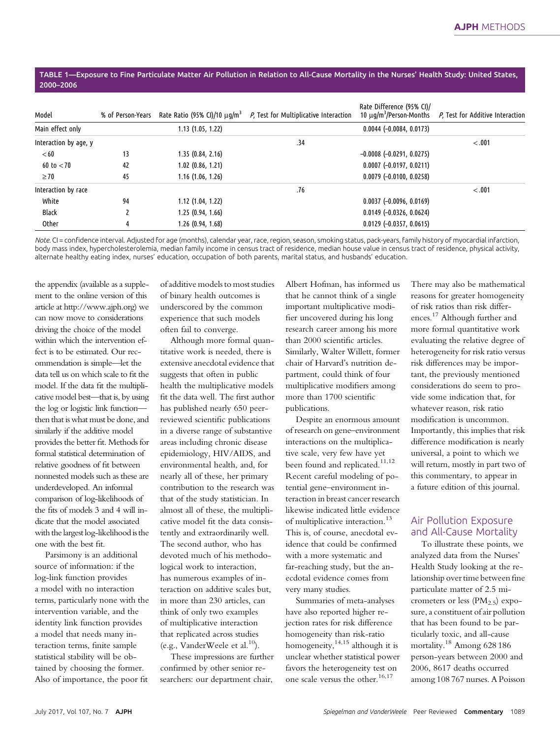**TABLE 1—Exposure to Fine Particulate Matter Air Pollution in Relation to All-Cause Mortality in the Nurses' Health Study: United States, 2000–2006**

| Model | % of Person-Years | Rate Ratio (95% CI)/10 μg/m$^3$ | P, Test for Multiplicative Interaction | Rate Difference (95% CI)/ 10 μg/m$^3$/Person-Months | P, Test for Additive Interaction |
|---|---|---|---|---|---|
| Main effect only | | 1.13 (1.05, 1.22) | | 0.0044 (−0.0084, 0.0173) | |
| Interaction by age, y | | | .34 | | < .001 |
| < 60 | 13 | 1.35 (0.84, 2.16) | | −0.0008 (−0.0291, 0.0275) | |
| 60 to < 70 | 42 | 1.02 (0.86, 1.21) | | 0.0007 (−0.0197, 0.0211) | |
| ≥ 70 | 45 | 1.16 (1.06, 1.26) | | 0.0079 (−0.0100, 0.0258) | |
| Interaction by race | | | .76 | | < .001 |
| White | 94 | 1.12 (1.04, 1.22) | | 0.0037 (−0.0096, 0.0169) | |
| Black | 2 | 1.25 (0.94, 1.66) | | 0.0149 (−0.0326, 0.0624) | |
| Other | 4 | 1.26 (0.94, 1.68) | | 0.0129 (−0.0357, 0.0615) | |

*Note.* CI = confidence interval. Adjusted for age (months), calendar year, race, region, season, smoking status, pack-years, family history of myocardial infarction, body mass index, hypercholesterolemia, median family income in census tract of residence, median house value in census tract of residence, physical activity, alternate healthy eating index, nurses' education, occupation of both parents, marital status, and husbands' education.

the appendix (available as a supplement to the online version of this article at http://www.ajph.org) we can now move to considerations driving the choice of the model within which the intervention effect is to be estimated. Our recommendation is simple—let the data tell us on which scale to fit the model. If the data fit the multiplicative model best—that is, by using the log or logistic link function—then that is what must be done, and similarly if the additive model provides the better fit. Methods for formal statistical determination of relative goodness of fit between nonnested models such as these are underdeveloped. An informal comparison of log-likelihoods of the fits of models 3 and 4 will indicate that the model associated with the largest log-likelihood is the one with the best fit.

Parsimony is an additional source of information: if the log-link function provides a model with no interaction terms, particularly none with the intervention variable, and the identity link function provides a model that needs many interaction terms, finite sample statistical stability will be obtained by choosing the former. Also of importance, the poor fit of additive models to most studies of binary health outcomes is underscored by the common experience that such models often fail to converge.

Although more formal quantitative work is needed, there is extensive anecdotal evidence that suggests that often in public health the multiplicative models fit the data well. The first author has published nearly 650 peer-reviewed scientific publications in a diverse range of substantive areas including chronic disease epidemiology, HIV/AIDS, and environmental health, and, for nearly all of these, her primary contribution to the research was that of the study statistician. In almost all of these, the multiplicative model fit the data consistently and extraordinarily well. The second author, who has devoted much of his methodological work to interaction, has numerous examples of interaction on additive scales but, in more than 230 articles, can think of only two examples of multiplicative interaction that replicated across studies (e.g., VanderWeele et al.[10]).

These impressions are further confirmed by other senior researchers: our department chair, Albert Hofman, has informed us that he cannot think of a single important multiplicative modifier uncovered during his long research career among his more than 2000 scientific articles. Similarly, Walter Willett, former chair of Harvard's nutrition department, could think of four multiplicative modifiers among more than 1700 scientific publications.

Despite an enormous amount of research on gene–environment interactions on the multiplicative scale, very few have yet been found and replicated.[11,12] Recent careful modeling of potential gene–environment interaction in breast cancer research likewise indicated little evidence of multiplicative interaction.[13] This is, of course, anecdotal evidence that could be confirmed with a more systematic and far-reaching study, but the anecdotal evidence comes from very many studies.

Summaries of meta-analyses have also reported higher rejection rates for risk difference homogeneity than risk-ratio homogeneity,[14,15] although it is unclear whether statistical power favors the heterogeneity test on one scale versus the other.[16,17] There may also be mathematical reasons for greater homogeneity of risk ratios than risk differences.[17] Although further and more formal quantitative work evaluating the relative degree of heterogeneity for risk ratio versus risk differences may be important, the previously mentioned considerations do seem to provide some indication that, for whatever reason, risk ratio modification is uncommon. Importantly, this implies that risk difference modification is nearly universal, a point to which we will return, mostly in part two of this commentary, to appear in a future edition of this journal.

## Air Pollution Exposure and All-Cause Mortality

To illustrate these points, we analyzed data from the Nurses' Health Study looking at the relationship over time between fine particulate matter of 2.5 micrometers or less ($PM_{2.5}$) exposure, a constituent of air pollution that has been found to be particularly toxic, and all-cause mortality.[18] Among 628 186 person-years between 2000 and 2006, 8617 deaths occurred among 108 767 nurses. A Poisson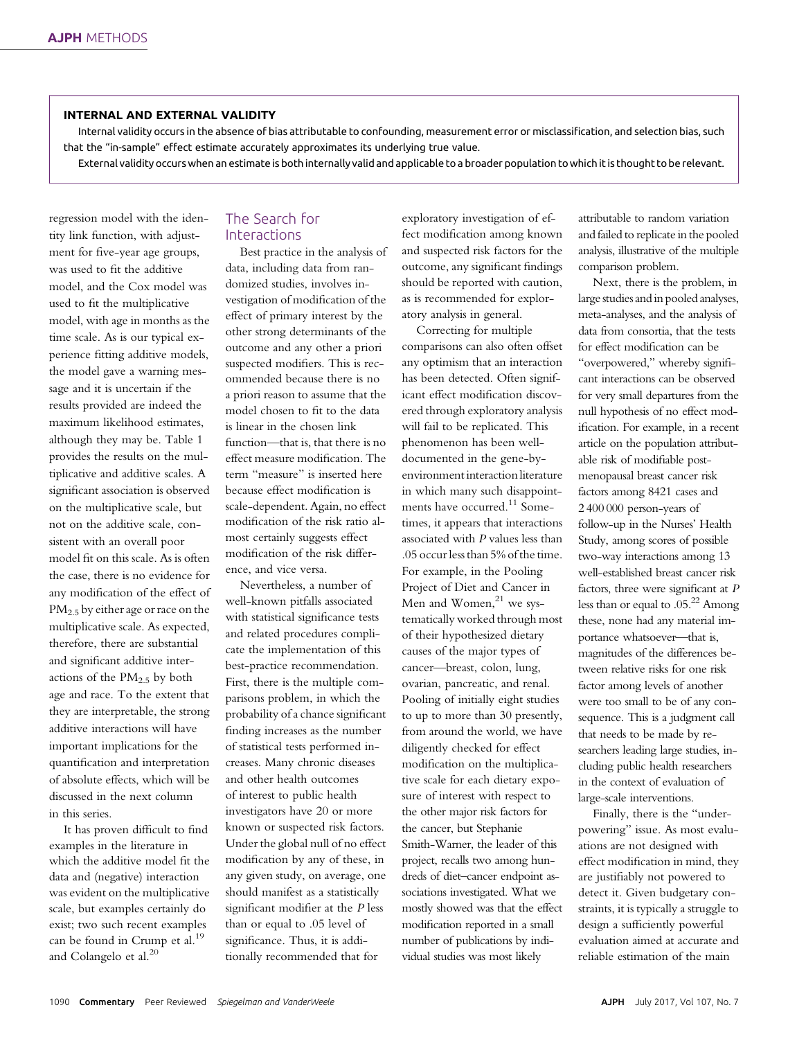#### INTERNAL AND EXTERNAL VALIDITY

Internal validity occurs in the absence of bias attributable to confounding, measurement error or misclassification, and selection bias, such that the "in-sample" effect estimate accurately approximates its underlying true value.

External validity occurs when an estimate is both internally valid and applicable to a broader population to which it is thought to be relevant.

regression model with the identity link function, with adjustment for five-year age groups, was used to fit the additive model, and the Cox model was used to fit the multiplicative model, with age in months as the time scale. As is our typical experience fitting additive models, the model gave a warning message and it is uncertain if the results provided are indeed the maximum likelihood estimates, although they may be. Table 1 provides the results on the multiplicative and additive scales. A significant association is observed on the multiplicative scale, but not on the additive scale, consistent with an overall poor model fit on this scale. As is often the case, there is no evidence for any modification of the effect of $PM_{2.5}$ by either age or race on the multiplicative scale. As expected, therefore, there are substantial and significant additive interactions of the $PM_{2.5}$ by both age and race. To the extent that they are interpretable, the strong additive interactions will have important implications for the quantification and interpretation of absolute effects, which will be discussed in the next column in this series.

It has proven difficult to find examples in the literature in which the additive model fit the data and (negative) interaction was evident on the multiplicative scale, but examples certainly do exist; two such recent examples can be found in Crump et al.[19] and Colangelo et al.[20]

## The Search for Interactions

Best practice in the analysis of data, including data from randomized studies, involves investigation of modification of the effect of primary interest by the other strong determinants of the outcome and any other a priori suspected modifiers. This is recommended because there is no a priori reason to assume that the model chosen to fit to the data is linear in the chosen link function—that is, that there is no effect measure modification. The term "measure" is inserted here because effect modification is scale-dependent. Again, no effect modification of the risk ratio almost certainly suggests effect modification of the risk difference, and vice versa.

Nevertheless, a number of well-known pitfalls associated with statistical significance tests and related procedures complicate the implementation of this best-practice recommendation. First, there is the multiple comparisons problem, in which the probability of a chance significant finding increases as the number of statistical tests performed increases. Many chronic diseases and other health outcomes of interest to public health investigators have 20 or more known or suspected risk factors. Under the global null of no effect modification by any of these, in any given study, on average, one should manifest as a statistically significant modifier at the *P* less than or equal to .05 level of significance. Thus, it is additionally recommended that for exploratory investigation of effect modification among known and suspected risk factors for the outcome, any significant findings should be reported with caution, as is recommended for exploratory analysis in general.

Correcting for multiple comparisons can also often offset any optimism that an interaction has been detected. Often significant effect modification discovered through exploratory analysis will fail to be replicated. This phenomenon has been well-documented in the gene-by-environment interaction literature in which many such disappointments have occurred.[11] Sometimes, it appears that interactions associated with *P* values less than .05 occur less than 5% of the time. For example, in the Pooling Project of Diet and Cancer in Men and Women,[21] we systematically worked through most of their hypothesized dietary causes of the major types of cancer—breast, colon, lung, ovarian, pancreatic, and renal. Pooling of initially eight studies to up to more than 30 presently, from around the world, we have diligently checked for effect modification on the multiplicative scale for each dietary exposure of interest with respect to the other major risk factors for the cancer, but Stephanie Smith-Warner, the leader of this project, recalls two among hundreds of diet–cancer endpoint associations investigated. What we mostly showed was that the effect modification reported in a small number of publications by individual studies was most likely attributable to random variation and failed to replicate in the pooled analysis, illustrative of the multiple comparison problem.

Next, there is the problem, in large studies and in pooled analyses, meta-analyses, and the analysis of data from consortia, that the tests for effect modification can be "overpowered," whereby significant interactions can be observed for very small departures from the null hypothesis of no effect modification. For example, in a recent article on the population attributable risk of modifiable postmenopausal breast cancer risk factors among 8421 cases and 2 400 000 person-years of follow-up in the Nurses' Health Study, among scores of possible two-way interactions among 13 well-established breast cancer risk factors, three were significant at *P* less than or equal to .05.[22] Among these, none had any material importance whatsoever—that is, magnitudes of the differences between relative risks for one risk factor among levels of another were too small to be of any consequence. This is a judgment call that needs to be made by researchers leading large studies, including public health researchers in the context of evaluation of large-scale interventions.

Finally, there is the "underpowering" issue. As most evaluations are not designed with effect modification in mind, they are justifiably not powered to detect it. Given budgetary constraints, it is typically a struggle to design a sufficiently powerful evaluation aimed at accurate and reliable estimation of the main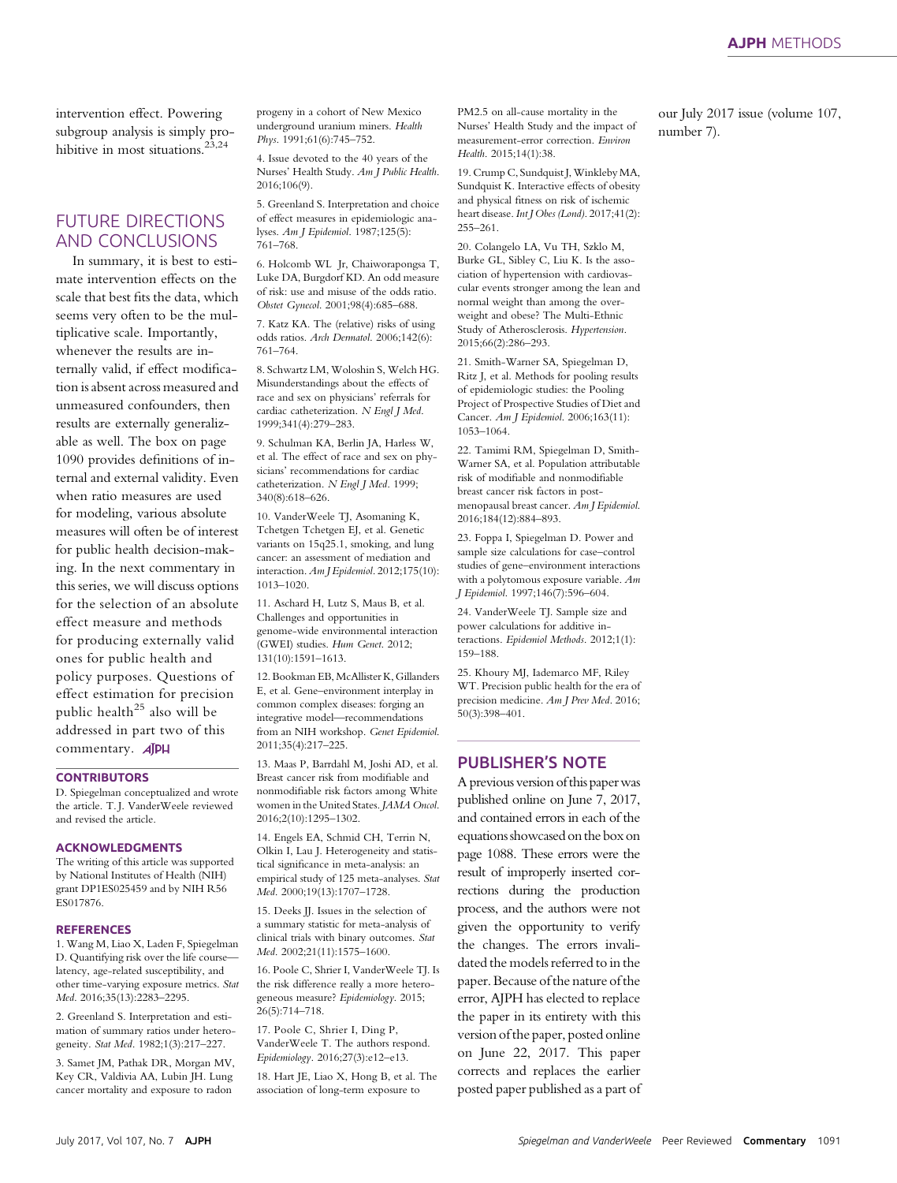intervention effect. Powering subgroup analysis is simply prohibitive in most situations.[23,24]

## FUTURE DIRECTIONS AND CONCLUSIONS

In summary, it is best to estimate intervention effects on the scale that best fits the data, which seems very often to be the multiplicative scale. Importantly, whenever the results are internally valid, if effect modification is absent across measured and unmeasured confounders, then results are externally generalizable as well. The box on page 1090 provides definitions of internal and external validity. Even when ratio measures are used for modeling, various absolute measures will often be of interest for public health decision-making. In the next commentary in this series, we will discuss options for the selection of an absolute effect measure and methods for producing externally valid ones for public health and policy purposes. Questions of effect estimation for precision public health[25] also will be addressed in part two of this commentary.

### CONTRIBUTORS

D. Spiegelman conceptualized and wrote the article. T. J. VanderWeele reviewed and revised the article.

### ACKNOWLEDGMENTS

The writing of this article was supported by National Institutes of Health (NIH) grant DP1ES025459 and by NIH R56 ES017876.

### REFERENCES

1. Wang M, Liao X, Laden F, Spiegelman D. Quantifying risk over the life course—latency, age-related susceptibility, and other time-varying exposure metrics. *Stat Med*. 2016;35(13):2283–2295.

2. Greenland S. Interpretation and estimation of summary ratios under heterogeneity. *Stat Med*. 1982;1(3):217–227.

3. Samet JM, Pathak DR, Morgan MV, Key CR, Valdivia AA, Lubin JH. Lung cancer mortality and exposure to radon progeny in a cohort of New Mexico underground uranium miners. *Health Phys*. 1991;61(6):745–752.

4. Issue devoted to the 40 years of the Nurses' Health Study. *Am J Public Health*. 2016;106(9).

5. Greenland S. Interpretation and choice of effect measures in epidemiologic analyses. *Am J Epidemiol*. 1987;125(5):761–768.

6. Holcomb WL Jr, Chaiworapongsa T, Luke DA, Burgdorf KD. An odd measure of risk: use and misuse of the odds ratio. *Obstet Gynecol*. 2001;98(4):685–688.

7. Katz KA. The (relative) risks of using odds ratios. *Arch Dermatol*. 2006;142(6):761–764.

8. Schwartz LM, Woloshin S, Welch HG. Misunderstandings about the effects of race and sex on physicians' referrals for cardiac catheterization. *N Engl J Med*. 1999;341(4):279–283.

9. Schulman KA, Berlin JA, Harless W, et al. The effect of race and sex on physicians' recommendations for cardiac catheterization. *N Engl J Med*. 1999;340(8):618–626.

10. VanderWeele TJ, Asomaning K, Tchetgen Tchetgen EJ, et al. Genetic variants on 15q25.1, smoking, and lung cancer: an assessment of mediation and interaction. *Am J Epidemiol*. 2012;175(10):1013–1020.

11. Aschard H, Lutz S, Maus B, et al. Challenges and opportunities in genome-wide environmental interaction (GWEI) studies. *Hum Genet*. 2012;131(10):1591–1613.

12. Bookman EB, McAllister K, Gillanders E, et al. Gene–environment interplay in common complex diseases: forging an integrative model—recommendations from an NIH workshop. *Genet Epidemiol*. 2011;35(4):217–225.

13. Maas P, Barrdahl M, Joshi AD, et al. Breast cancer risk from modifiable and nonmodifiable risk factors among White women in the United States. *JAMA Oncol*. 2016;2(10):1295–1302.

14. Engels EA, Schmid CH, Terrin N, Olkin I, Lau J. Heterogeneity and statistical significance in meta-analysis: an empirical study of 125 meta-analyses. *Stat Med*. 2000;19(13):1707–1728.

15. Deeks JJ. Issues in the selection of a summary statistic for meta-analysis of clinical trials with binary outcomes. *Stat Med*. 2002;21(11):1575–1600.

16. Poole C, Shrier I, VanderWeele TJ. Is the risk difference really a more heterogeneous measure? *Epidemiology*. 2015;26(5):714–718.

17. Poole C, Shrier I, Ding P, VanderWeele T. The authors respond. *Epidemiology*. 2016;27(3):e12–e13.

18. Hart JE, Liao X, Hong B, et al. The association of long-term exposure to PM2.5 on all-cause mortality in the Nurses' Health Study and the impact of measurement-error correction. *Environ Health*. 2015;14(1):38.

19. Crump C, Sundquist J, Winkleby MA, Sundquist K. Interactive effects of obesity and physical fitness on risk of ischemic heart disease. *Int J Obes (Lond)*. 2017;41(2):255–261.

20. Colangelo LA, Vu TH, Szklo M, Burke GL, Sibley C, Liu K. Is the association of hypertension with cardiovascular events stronger among the lean and normal weight than among the overweight and obese? The Multi-Ethnic Study of Atherosclerosis. *Hypertension*. 2015;66(2):286–293.

21. Smith-Warner SA, Spiegelman D, Ritz J, et al. Methods for pooling results of epidemiologic studies: the Pooling Project of Prospective Studies of Diet and Cancer. *Am J Epidemiol*. 2006;163(11):1053–1064.

22. Tamimi RM, Spiegelman D, Smith-Warner SA, et al. Population attributable risk of modifiable and nonmodifiable breast cancer risk factors in postmenopausal breast cancer. *Am J Epidemiol*. 2016;184(12):884–893.

23. Foppa I, Spiegelman D. Power and sample size calculations for case–control studies of gene–environment interactions with a polytomous exposure variable. *Am J Epidemiol*. 1997;146(7):596–604.

24. VanderWeele TJ. Sample size and power calculations for additive interactions. *Epidemiol Methods*. 2012;1(1):159–188.

25. Khoury MJ, Iademarco MF, Riley WT. Precision public health for the era of precision medicine. *Am J Prev Med*. 2016;50(3):398–401.

## PUBLISHER'S NOTE

A previous version of this paper was published online on June 7, 2017, and contained errors in each of the equations showcased on the box on page 1088. These errors were the result of improperly inserted corrections during the production process, and the authors were not given the opportunity to verify the changes. The errors invalidated the models referred to in the paper. Because of the nature of the error, AJPH has elected to replace the paper in its entirety with this version of the paper, posted online on June 22, 2017. This paper corrects and replaces the earlier posted paper published as a part of our July 2017 issue (volume 107, number 7).